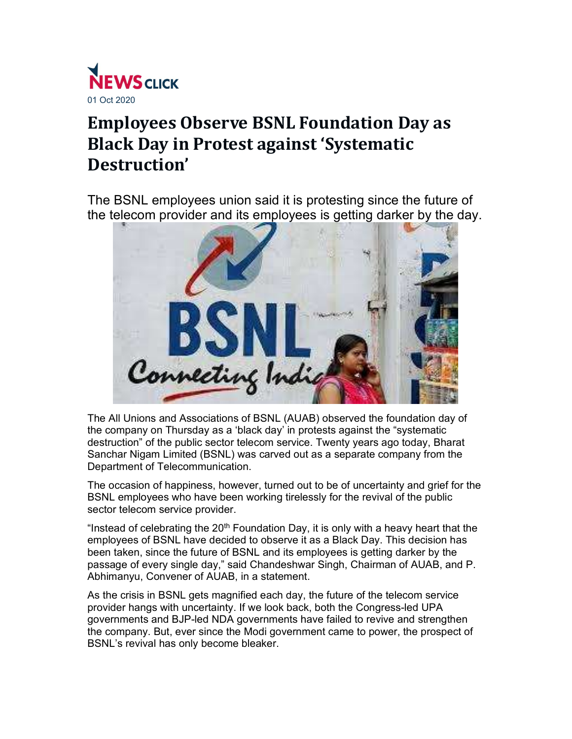NEWS CLICK

01 Oct 2020

# Employees Observe BSNL Foundation Day as Black Day in Protest against 'Systematic Destruction'

The BSNL employees union said it is protesting since the future of the telecom provider and its employees is getting darker by the day.

The All Unions and Associations of BSNL (AUAB) observed the foundation day of the company on Thursday as a 'black day' in protests against the "systematic destruction" of the public sector telecom service. Twenty years ago today, Bharat Sanchar Nigam Limited (BSNL) was carved out as a separate company from the Department of Telecommunication.

The occasion of happiness, however, turned out to be of uncertainty and grief for the BSNL employees who have been working tirelessly for the revival of the public sector telecom service provider.

"Instead of celebrating the 20th Foundation Day, it is only with a heavy heart that the employees of BSNL have decided to observe it as a Black Day. This decision has been taken, since the future of BSNL and its employees is getting darker by the passage of every single day," said Chandeshwar Singh, Chairman of AUAB, and P. Abhimanyu, Convener of AUAB, in a statement.

As the crisis in BSNL gets magnified each day, the future of the telecom service provider hangs with uncertainty. If we look back, both the Congress-led UPA governments and BJP-led NDA governments have failed to revive and strengthen the company. But, ever since the Modi government came to power, the prospect of BSNL's revival has only become bleaker.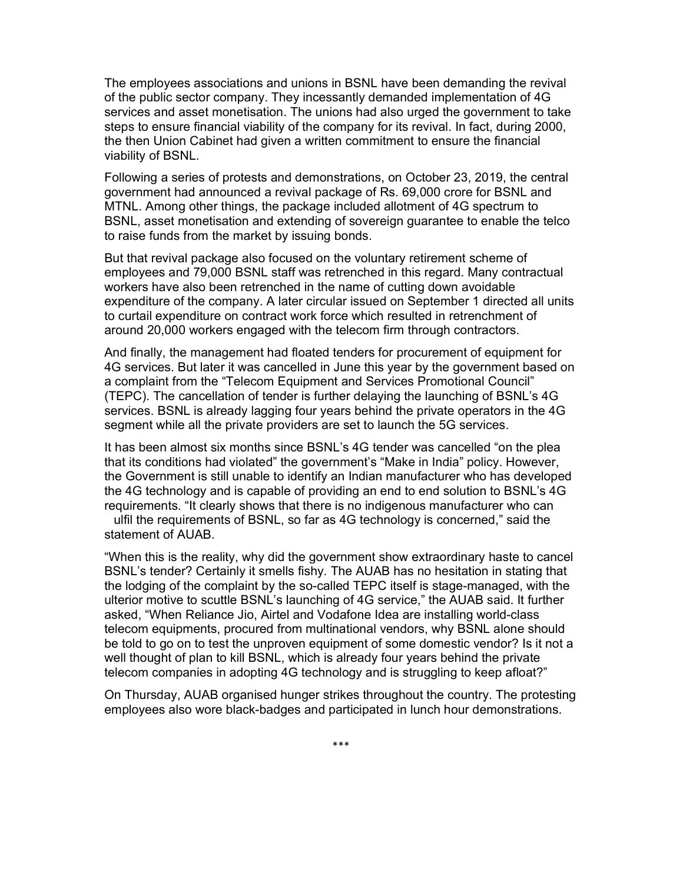The employees associations and unions in BSNL have been demanding the revival of the public sector company. They incessantly demanded implementation of 4G services and asset monetisation. The unions had also urged the government to take steps to ensure financial viability of the company for its revival. In fact, during 2000, the then Union Cabinet had given a written commitment to ensure the financial viability of BSNL.

Following a series of protests and demonstrations, on October 23, 2019, the central government had announced a revival package of Rs. 69,000 crore for BSNL and MTNL. Among other things, the package included allotment of 4G spectrum to BSNL, asset monetisation and extending of sovereign guarantee to enable the telco to raise funds from the market by issuing bonds.

But that revival package also focused on the voluntary retirement scheme of employees and 79,000 BSNL staff was retrenched in this regard. Many contractual workers have also been retrenched in the name of cutting down avoidable expenditure of the company. A later circular issued on September 1 directed all units to curtail expenditure on contract work force which resulted in retrenchment of around 20,000 workers engaged with the telecom firm through contractors.

And finally, the management had floated tenders for procurement of equipment for 4G services. But later it was cancelled in June this year by the government based on a complaint from the "Telecom Equipment and Services Promotional Council" (TEPC). The cancellation of tender is further delaying the launching of BSNL's 4G services. BSNL is already lagging four years behind the private operators in the 4G segment while all the private providers are set to launch the 5G services.

It has been almost six months since BSNL's 4G tender was cancelled "on the plea that its conditions had violated" the government's "Make in India" policy. However, the Government is still unable to identify an Indian manufacturer who has developed the 4G technology and is capable of providing an end to end solution to BSNL's 4G requirements. "It clearly shows that there is no indigenous manufacturer who can ulfil the requirements of BSNL, so far as 4G technology is concerned," said the statement of AUAB.

"When this is the reality, why did the government show extraordinary haste to cancel BSNL's tender? Certainly it smells fishy. The AUAB has no hesitation in stating that the lodging of the complaint by the so-called TEPC itself is stage-managed, with the ulterior motive to scuttle BSNL's launching of 4G service," the AUAB said. It further asked, "When Reliance Jio, Airtel and Vodafone Idea are installing world-class telecom equipments, procured from multinational vendors, why BSNL alone should be told to go on to test the unproven equipment of some domestic vendor? Is it not a well thought of plan to kill BSNL, which is already four years behind the private telecom companies in adopting 4G technology and is struggling to keep afloat?"

On Thursday, AUAB organised hunger strikes throughout the country. The protesting employees also wore black-badges and participated in lunch hour demonstrations.

***